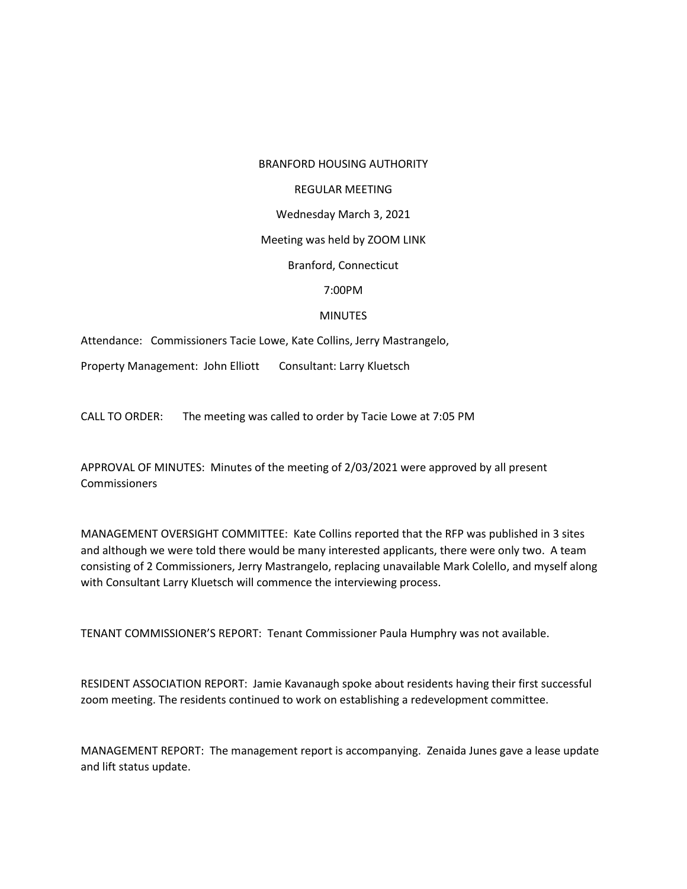BRANFORD HOUSING AUTHORITY

REGULAR MEETING

Wednesday March 3, 2021

Meeting was held by ZOOM LINK

Branford, Connecticut

7:00PM

MINUTES

Attendance: Commissioners Tacie Lowe, Kate Collins, Jerry Mastrangelo,

Property Management: John Elliott Consultant: Larry Kluetsch

CALL TO ORDER: The meeting was called to order by Tacie Lowe at 7:05 PM

APPROVAL OF MINUTES: Minutes of the meeting of 2/03/2021 were approved by all present Commissioners

MANAGEMENT OVERSIGHT COMMITTEE: Kate Collins reported that the RFP was published in 3 sites and although we were told there would be many interested applicants, there were only two. A team consisting of 2 Commissioners, Jerry Mastrangelo, replacing unavailable Mark Colello, and myself along with Consultant Larry Kluetsch will commence the interviewing process.

TENANT COMMISSIONER'S REPORT: Tenant Commissioner Paula Humphry was not available.

RESIDENT ASSOCIATION REPORT: Jamie Kavanaugh spoke about residents having their first successful zoom meeting. The residents continued to work on establishing a redevelopment committee.

MANAGEMENT REPORT: The management report is accompanying. Zenaida Junes gave a lease update and lift status update.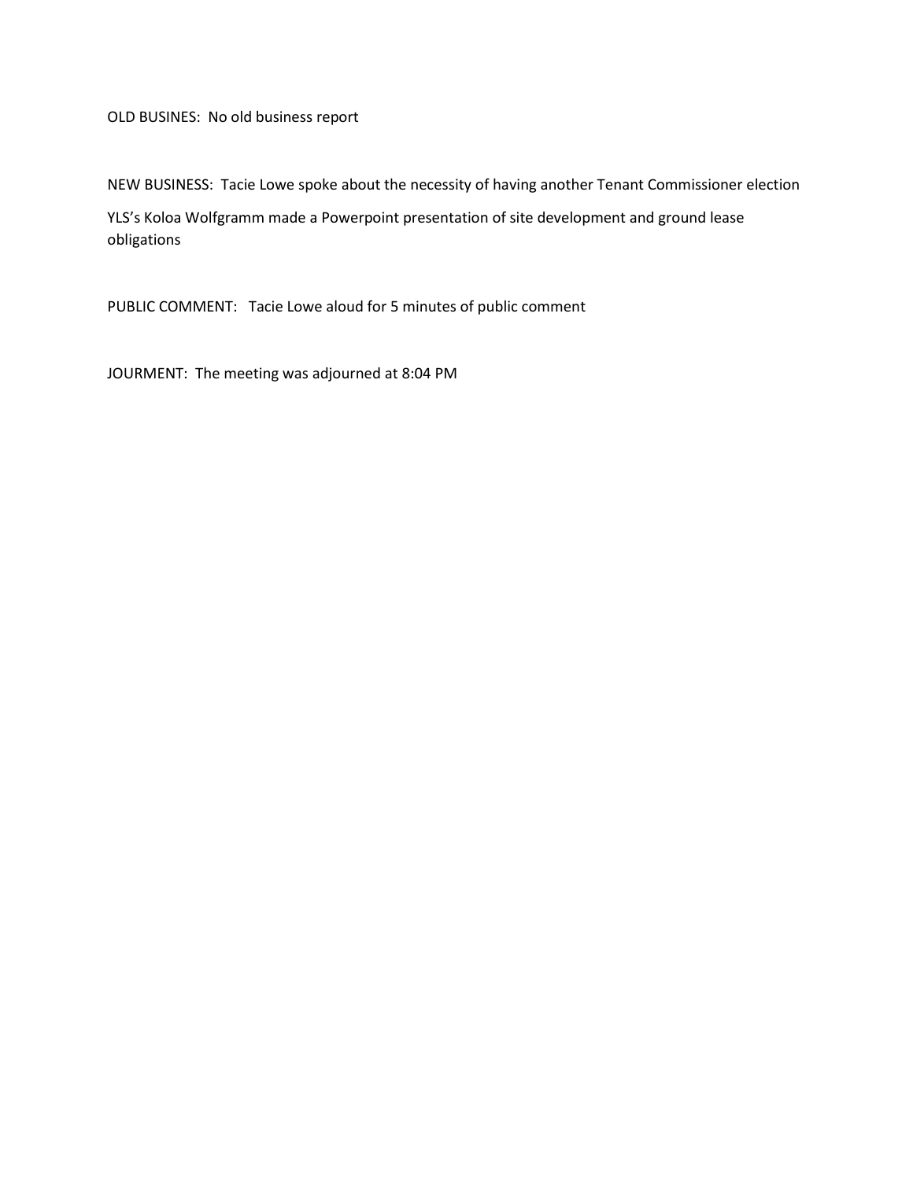OLD BUSINES: No old business report

NEW BUSINESS: Tacie Lowe spoke about the necessity of having another Tenant Commissioner election

YLS's Koloa Wolfgramm made a Powerpoint presentation of site development and ground lease obligations

PUBLIC COMMENT: Tacie Lowe aloud for 5 minutes of public comment

JOURMENT: The meeting was adjourned at 8:04 PM